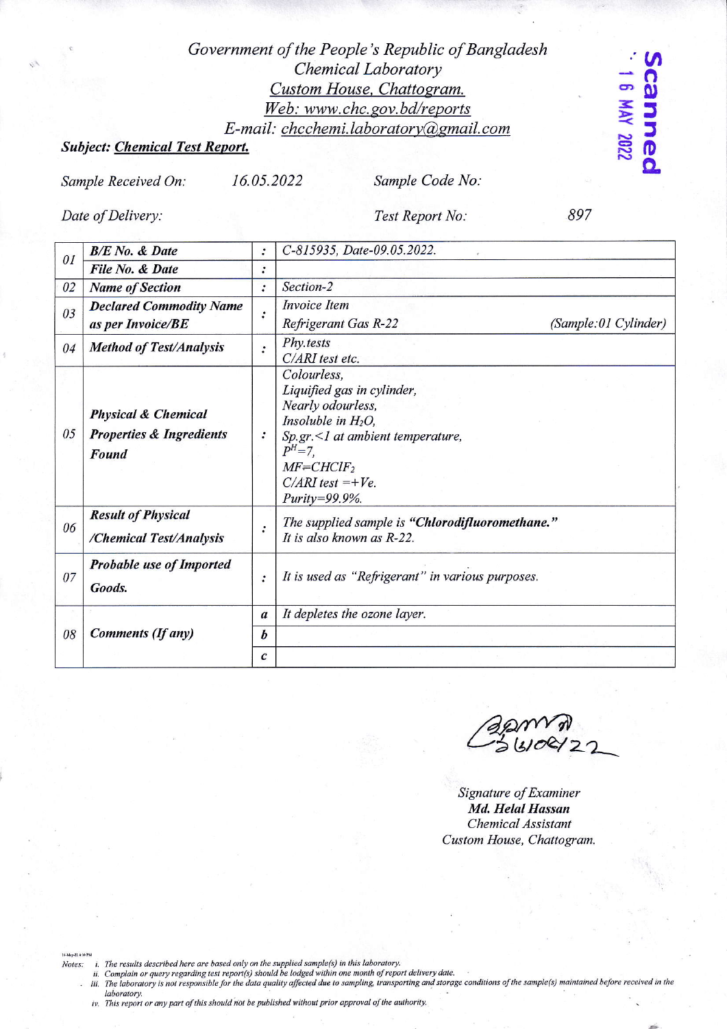Government of the People's Republic of Bangladesh
Chemical Laboratory
Custom House, Chattogram.
Web: www.chc.gov.bd/reports
E-mail: chcchemi.laboratory@gmail.com

Scanned
16 MAY 2022

**Subject: Chemical Test Report.**

Sample Received On: 16.05.2022 Sample Code No:

Date of Delivery: Test Report No: 897

| | | | |
|---|---|---|---|
| 01 | **B/E No. & Date** | : | C-815935, Date-09.05.2022. |
| | **File No. & Date** | : | |
| 02 | **Name of Section** | : | Section-2 |
| 03 | **Declared Commodity Name as per Invoice/BE** | : | Invoice Item<br>Refrigerant Gas R-22 (Sample:01 Cylinder) |
| 04 | **Method of Test/Analysis** | : | Phy.tests<br>C/ARI test etc. |
| 05 | **Physical & Chemical Properties & Ingredients Found** | : | Colourless,<br>Liquified gas in cylinder,<br>Nearly odourless,<br>Insoluble in $H_2O$,<br>Sp.gr.<1 at ambient temperature,<br>$P^H=7$,<br>MF=$CHClF_2$<br>C/ARI test =+Ve.<br>Purity=99.9%. |
| 06 | **Result of Physical /Chemical Test/Analysis** | : | The supplied sample is **"Chlorodifluoromethane."**<br>It is also known as R-22. |
| 07 | **Probable use of Imported Goods.** | : | It is used as "Refrigerant" in various purposes. |
| 08 | **Comments (If any)** | a | It depletes the ozone layer. |
| | | b | |
| | | c | |

16/05/22

Signature of Examiner
**Md. Helal Hassan**
Chemical Assistant
Custom House, Chattogram.

Notes:
i. The results described here are based only on the supplied sample(s) in this laboratory.
ii. Complain or query regarding test report(s) should be lodged within one month of report delivery date.
iii. The laboratory is not responsible for the data quality affected due to sampling, transporting and storage conditions of the sample(s) maintained before received in the laboratory.
iv. This report or any part of this should not be published without prior approval of the authority.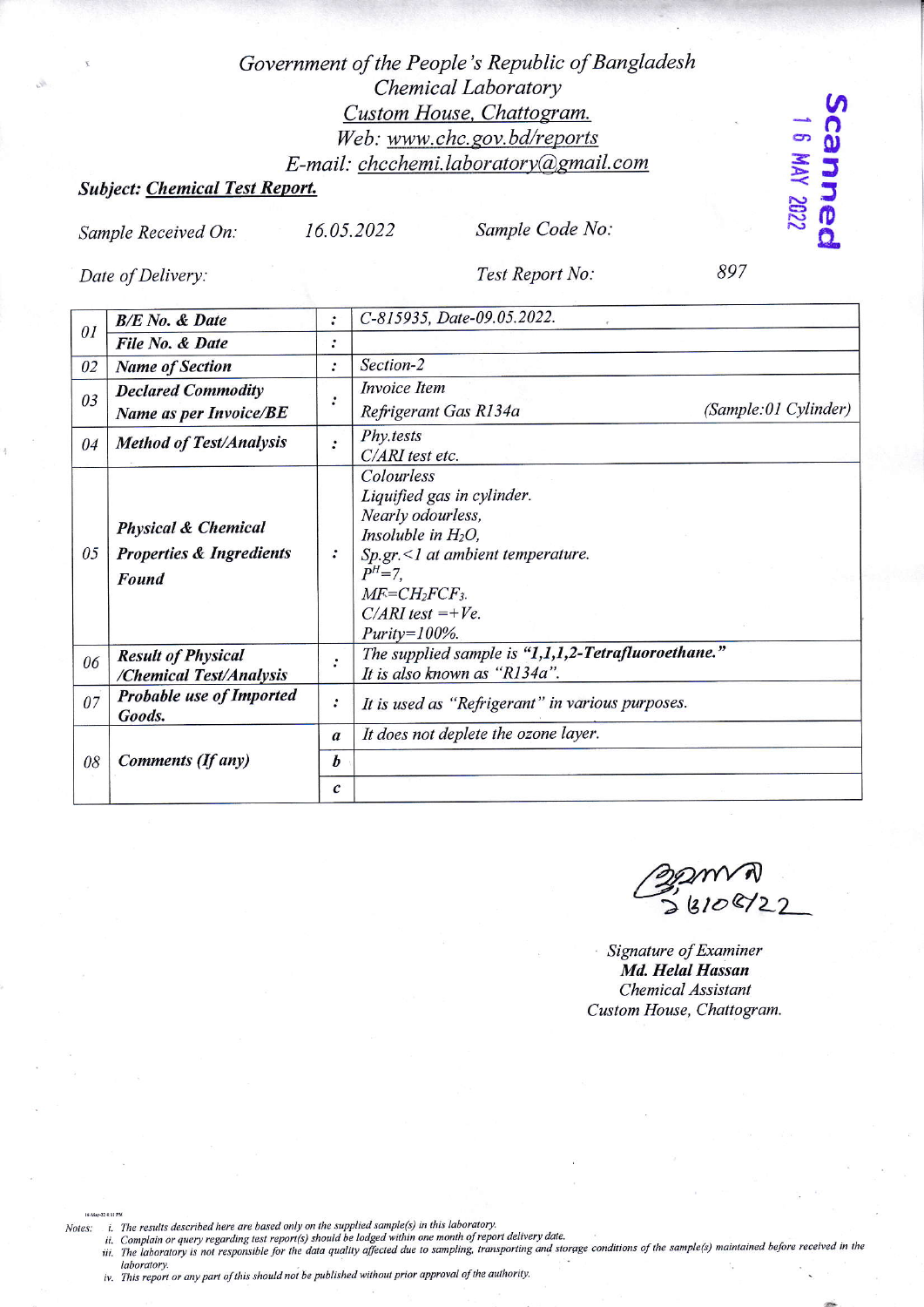*Government of the People's Republic of Bangladesh*
*Chemical Laboratory*
*Custom House, Chattogram.*
*Web: www.chc.gov.bd/reports*
*E-mail: chcchemi.laboratory@gmail.com*

Scanned 16 MAY 2022

**Subject: Chemical Test Report.**

*Sample Received On:* 16.05.2022 *Sample Code No:*

*Date of Delivery:* *Test Report No:* 897

| | | | |
|---|---|---|---|
| 01 | **B/E No. & Date** | : | C-815935, Date-09.05.2022. |
| | **File No. & Date** | : | |
| 02 | **Name of Section** | : | Section-2 |
| 03 | **Declared Commodity Name as per Invoice/BE** | : | Invoice Item<br>Refrigerant Gas R134a (Sample:01 Cylinder) |
| 04 | **Method of Test/Analysis** | : | Phy.tests<br>C/ARI test etc. |
| 05 | **Physical & Chemical Properties & Ingredients Found** | : | Colourless<br>Liquified gas in cylinder.<br>Nearly odourless,<br>Insoluble in $H_2O$,<br>Sp.gr.<1 at ambient temperature.<br>$P^H$=7,<br>MF=$CH_2FCF_3$.<br>C/ARI test =+Ve.<br>Purity=100%. |
| 06 | **Result of Physical /Chemical Test/Analysis** | : | The supplied sample is **"1,1,1,2-Tetrafluoroethane."** It is also known as "R134a". |
| 07 | **Probable use of Imported Goods.** | : | It is used as "Refrigerant" in various purposes. |
| 08 | **Comments (If any)** | a | It does not deplete the ozone layer. |
| | | b | |
| | | c | |

16/05/22

Signature of Examiner
**Md. Helal Hassan**
*Chemical Assistant*
*Custom House, Chattogram.*

Notes:
i. The results described here are based only on the supplied sample(s) in this laboratory.
ii. Complain or query regarding test report(s) should be lodged within one month of report delivery date.
iii. The laboratory is not responsible for the data quality affected due to sampling, transporting and storage conditions of the sample(s) maintained before received in the laboratory.
iv. This report or any part of this should not be published without prior approval of the authority.